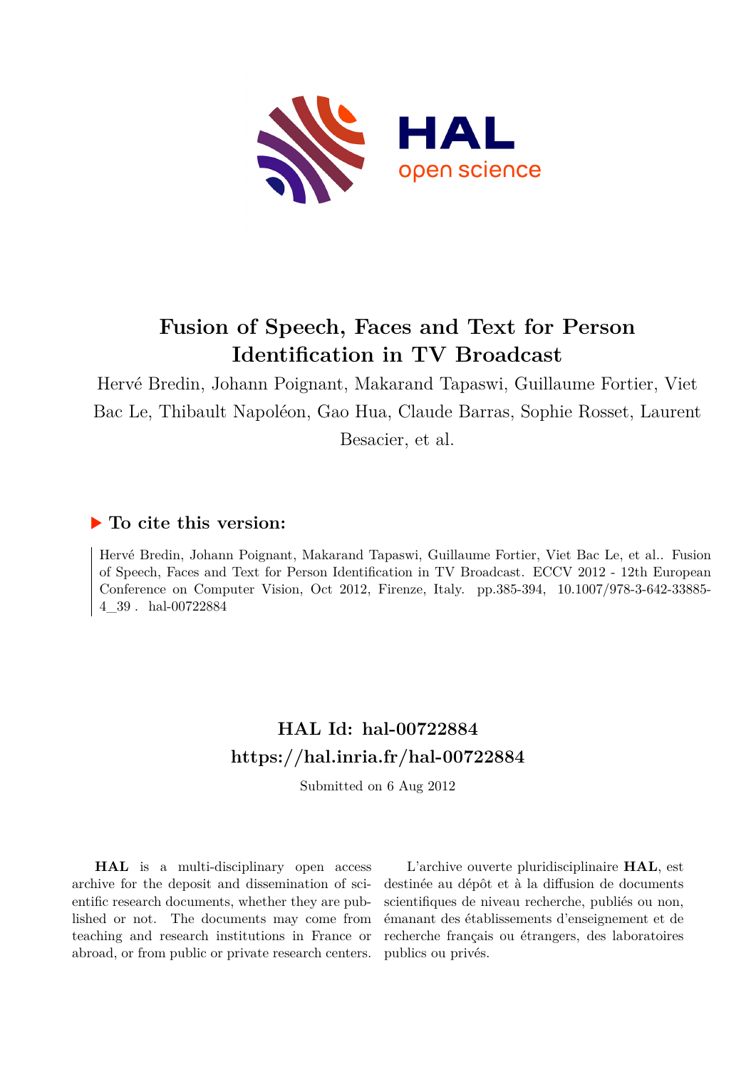# Fusion of Speech, Faces and Text for Person Identification in TV Broadcast

Hervé Bredin, Johann Poignant, Makarand Tapaswi, Guillaume Fortier, Viet Bac Le, Thibault Napoléon, Gao Hua, Claude Barras, Sophie Rosset, Laurent Besacier, et al.

## ▶ To cite this version:

Hervé Bredin, Johann Poignant, Makarand Tapaswi, Guillaume Fortier, Viet Bac Le, et al.. Fusion of Speech, Faces and Text for Person Identification in TV Broadcast. ECCV 2012 - 12th European Conference on Computer Vision, Oct 2012, Firenze, Italy. pp.385-394, 10.1007/978-3-642-33885-4_39 . hal-00722884

## HAL Id: hal-00722884
## https://hal.inria.fr/hal-00722884

Submitted on 6 Aug 2012

**HAL** is a multi-disciplinary open access archive for the deposit and dissemination of scientific research documents, whether they are published or not. The documents may come from teaching and research institutions in France or abroad, or from public or private research centers.

L'archive ouverte pluridisciplinaire **HAL**, est destinée au dépôt et à la diffusion de documents scientifiques de niveau recherche, publiés ou non, émanant des établissements d'enseignement et de recherche français ou étrangers, des laboratoires publics ou privés.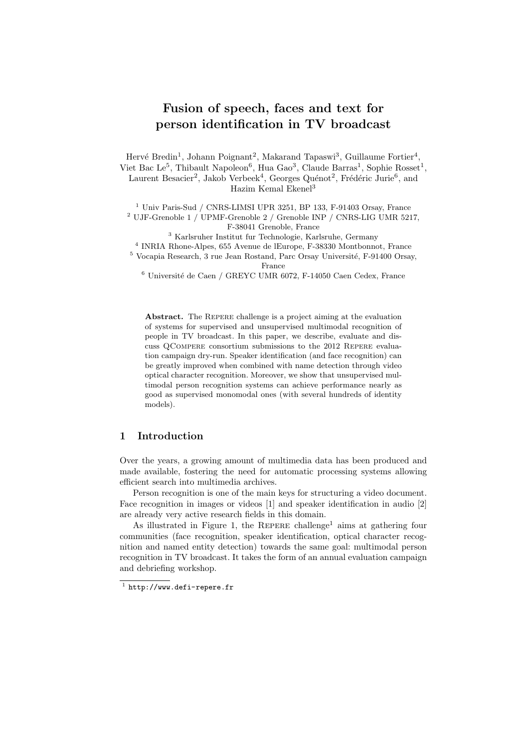# Fusion of speech, faces and text for person identification in TV broadcast

Hervé Bredin[1], Johann Poignant[2], Makarand Tapaswi[3], Guillaume Fortier[4], Viet Bac Le[5], Thibault Napoleon[6], Hua Gao[3], Claude Barras[1], Sophie Rosset[1], Laurent Besacier[2], Jakob Verbeek[4], Georges Quénot[2], Frédéric Jurie[6], and Hazim Kemal Ekenel[3]

[1] Univ Paris-Sud / CNRS-LIMSI UPR 3251, BP 133, F-91403 Orsay, France
[2] UJF-Grenoble 1 / UPMF-Grenoble 2 / Grenoble INP / CNRS-LIG UMR 5217, F-38041 Grenoble, France
[3] Karlsruher Institut fur Technologie, Karlsruhe, Germany
[4] INRIA Rhone-Alpes, 655 Avenue de lEurope, F-38330 Montbonnot, France
[5] Vocapia Research, 3 rue Jean Rostand, Parc Orsay Université, F-91400 Orsay, France
[6] Université de Caen / GREYC UMR 6072, F-14050 Caen Cedex, France

**Abstract.** The Repere challenge is a project aiming at the evaluation of systems for supervised and unsupervised multimodal recognition of people in TV broadcast. In this paper, we describe, evaluate and discuss QCompere consortium submissions to the 2012 Repere evaluation campaign dry-run. Speaker identification (and face recognition) can be greatly improved when combined with name detection through video optical character recognition. Moreover, we show that unsupervised multimodal person recognition systems can achieve performance nearly as good as supervised monomodal ones (with several hundreds of identity models).

## 1 Introduction

Over the years, a growing amount of multimedia data has been produced and made available, fostering the need for automatic processing systems allowing efficient search into multimedia archives.

Person recognition is one of the main keys for structuring a video document. Face recognition in images or videos [1] and speaker identification in audio [2] are already very active research fields in this domain.

As illustrated in Figure 1, the Repere challenge[1] aims at gathering four communities (face recognition, speaker identification, optical character recognition and named entity detection) towards the same goal: multimodal person recognition in TV broadcast. It takes the form of an annual evaluation campaign and debriefing workshop.

[1] http://www.defi-repere.fr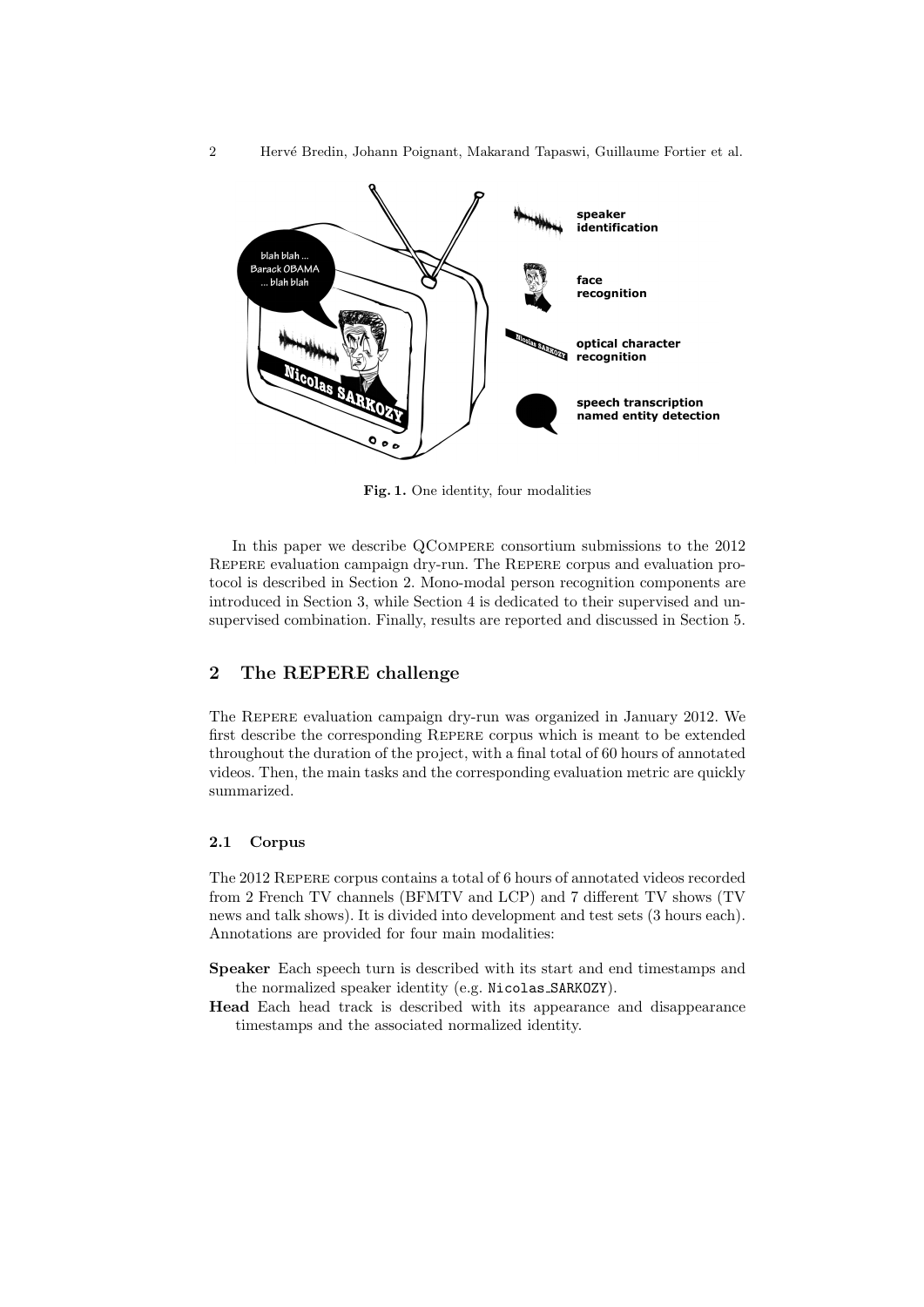Fig. 1. One identity, four modalities

In this paper we describe QCompere consortium submissions to the 2012 Repere evaluation campaign dry-run. The Repere corpus and evaluation protocol is described in Section 2. Mono-modal person recognition components are introduced in Section 3, while Section 4 is dedicated to their supervised and unsupervised combination. Finally, results are reported and discussed in Section 5.

## 2 The REPERE challenge

The Repere evaluation campaign dry-run was organized in January 2012. We first describe the corresponding Repere corpus which is meant to be extended throughout the duration of the project, with a final total of 60 hours of annotated videos. Then, the main tasks and the corresponding evaluation metric are quickly summarized.

### 2.1 Corpus

The 2012 Repere corpus contains a total of 6 hours of annotated videos recorded from 2 French TV channels (BFMTV and LCP) and 7 different TV shows (TV news and talk shows). It is divided into development and test sets (3 hours each). Annotations are provided for four main modalities:

- **Speaker** Each speech turn is described with its start and end timestamps and the normalized speaker identity (e.g. `Nicolas_SARKOZY`).
- **Head** Each head track is described with its appearance and disappearance timestamps and the associated normalized identity.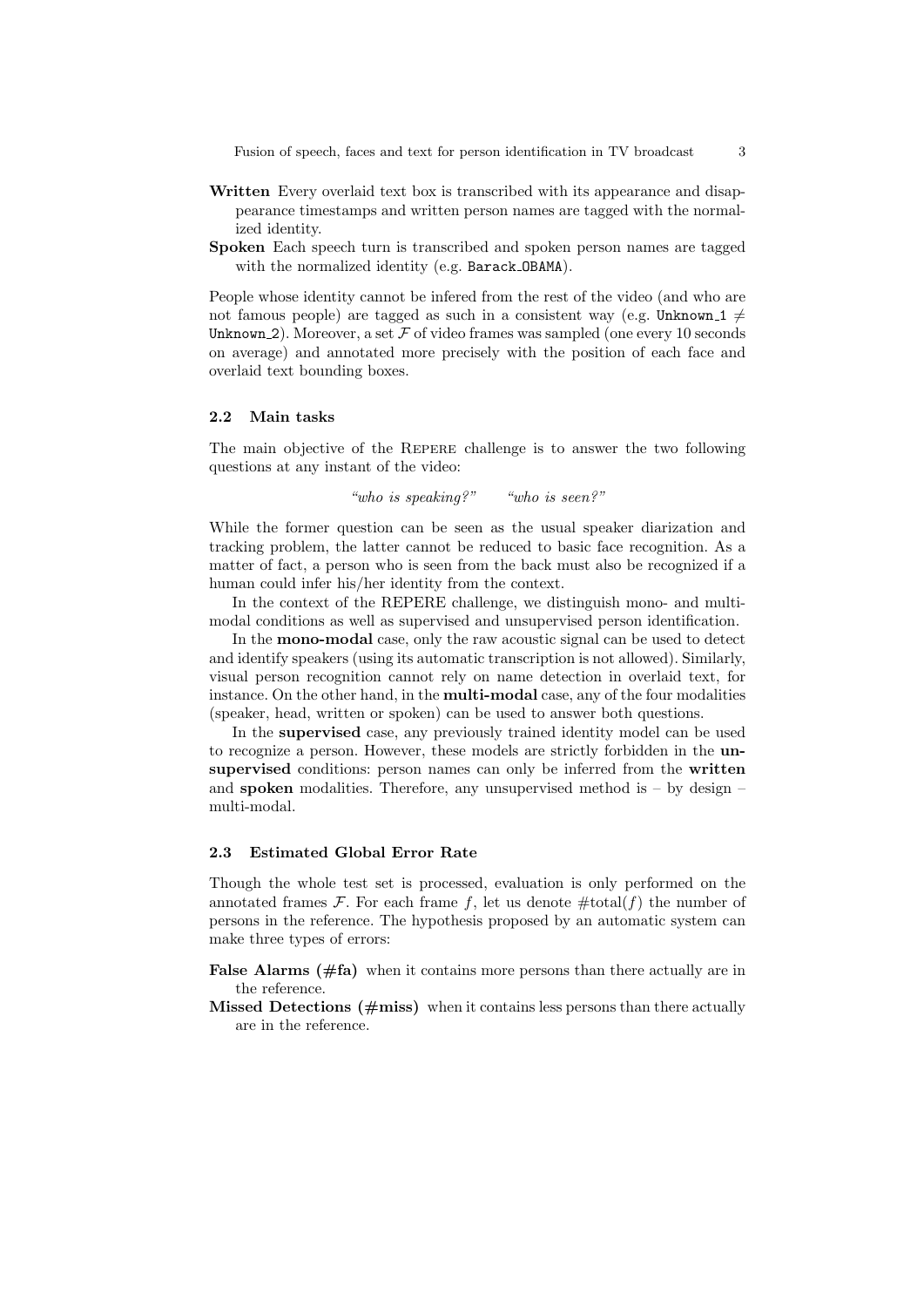**Written** Every overlaid text box is transcribed with its appearance and disappearance timestamps and written person names are tagged with the normalized identity.

**Spoken** Each speech turn is transcribed and spoken person names are tagged with the normalized identity (e.g. `Barack_OBAMA`).

People whose identity cannot be infered from the rest of the video (and who are not famous people) are tagged as such in a consistent way (e.g. `Unknown_1` $\neq$ `Unknown_2`). Moreover, a set $\mathcal{F}$ of video frames was sampled (one every 10 seconds on average) and annotated more precisely with the position of each face and overlaid text bounding boxes.

### 2.2 Main tasks

The main objective of the REPERE challenge is to answer the two following questions at any instant of the video:

*"who is speaking?"* *"who is seen?"*

While the former question can be seen as the usual speaker diarization and tracking problem, the latter cannot be reduced to basic face recognition. As a matter of fact, a person who is seen from the back must also be recognized if a human could infer his/her identity from the context.

In the context of the REPERE challenge, we distinguish mono- and multi-modal conditions as well as supervised and unsupervised person identification.

In the **mono-modal** case, only the raw acoustic signal can be used to detect and identify speakers (using its automatic transcription is not allowed). Similarly, visual person recognition cannot rely on name detection in overlaid text, for instance. On the other hand, in the **multi-modal** case, any of the four modalities (speaker, head, written or spoken) can be used to answer both questions.

In the **supervised** case, any previously trained identity model can be used to recognize a person. However, these models are strictly forbidden in the **unsupervised** conditions: person names can only be inferred from the **written** and **spoken** modalities. Therefore, any unsupervised method is – by design – multi-modal.

### 2.3 Estimated Global Error Rate

Though the whole test set is processed, evaluation is only performed on the annotated frames $\mathcal{F}$. For each frame $f$, let us denote $\#\text{total}(f)$ the number of persons in the reference. The hypothesis proposed by an automatic system can make three types of errors:

**False Alarms (#fa)** when it contains more persons than there actually are in the reference.

**Missed Detections (#miss)** when it contains less persons than there actually are in the reference.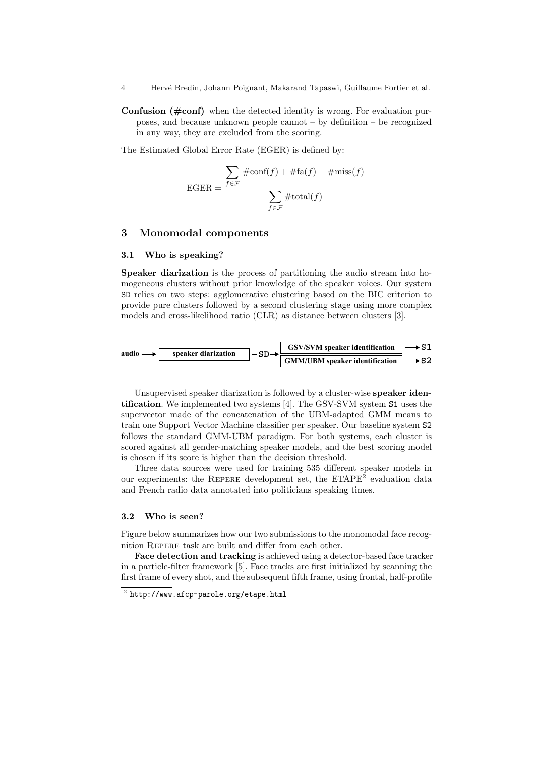**Confusion (#conf)** when the detected identity is wrong. For evaluation purposes, and because unknown people cannot – by definition – be recognized in any way, they are excluded from the scoring.

The Estimated Global Error Rate (EGER) is defined by:

$$\text{EGER} = \frac{\sum_{f \in \mathcal{F}} \#\text{conf}(f) + \#\text{fa}(f) + \#\text{miss}(f)}{\sum_{f \in \mathcal{F}} \#\text{total}(f)}$$

## 3 Monomodal components

### 3.1 Who is speaking?

**Speaker diarization** is the process of partitioning the audio stream into homogeneous clusters without prior knowledge of the speaker voices. Our system SD relies on two steps: agglomerative clustering based on the BIC criterion to provide pure clusters followed by a second clustering stage using more complex models and cross-likelihood ratio (CLR) as distance between clusters [3].

audio → speaker diarization — SD → GSV/SVM speaker identification → S1; GMM/UBM speaker identification → S2

Unsupervised speaker diarization is followed by a cluster-wise **speaker identification**. We implemented two systems [4]. The GSV-SVM system S1 uses the supervector made of the concatenation of the UBM-adapted GMM means to train one Support Vector Machine classifier per speaker. Our baseline system S2 follows the standard GMM-UBM paradigm. For both systems, each cluster is scored against all gender-matching speaker models, and the best scoring model is chosen if its score is higher than the decision threshold.

Three data sources were used for training 535 different speaker models in our experiments: the REPERE development set, the ETAPE[2] evaluation data and French radio data annotated into politicians speaking times.

### 3.2 Who is seen?

Figure below summarizes how our two submissions to the monomodal face recognition REPERE task are built and differ from each other.

**Face detection and tracking** is achieved using a detector-based face tracker in a particle-filter framework [5]. Face tracks are first initialized by scanning the first frame of every shot, and the subsequent fifth frame, using frontal, half-profile

[2] http://www.afcp-parole.org/etape.html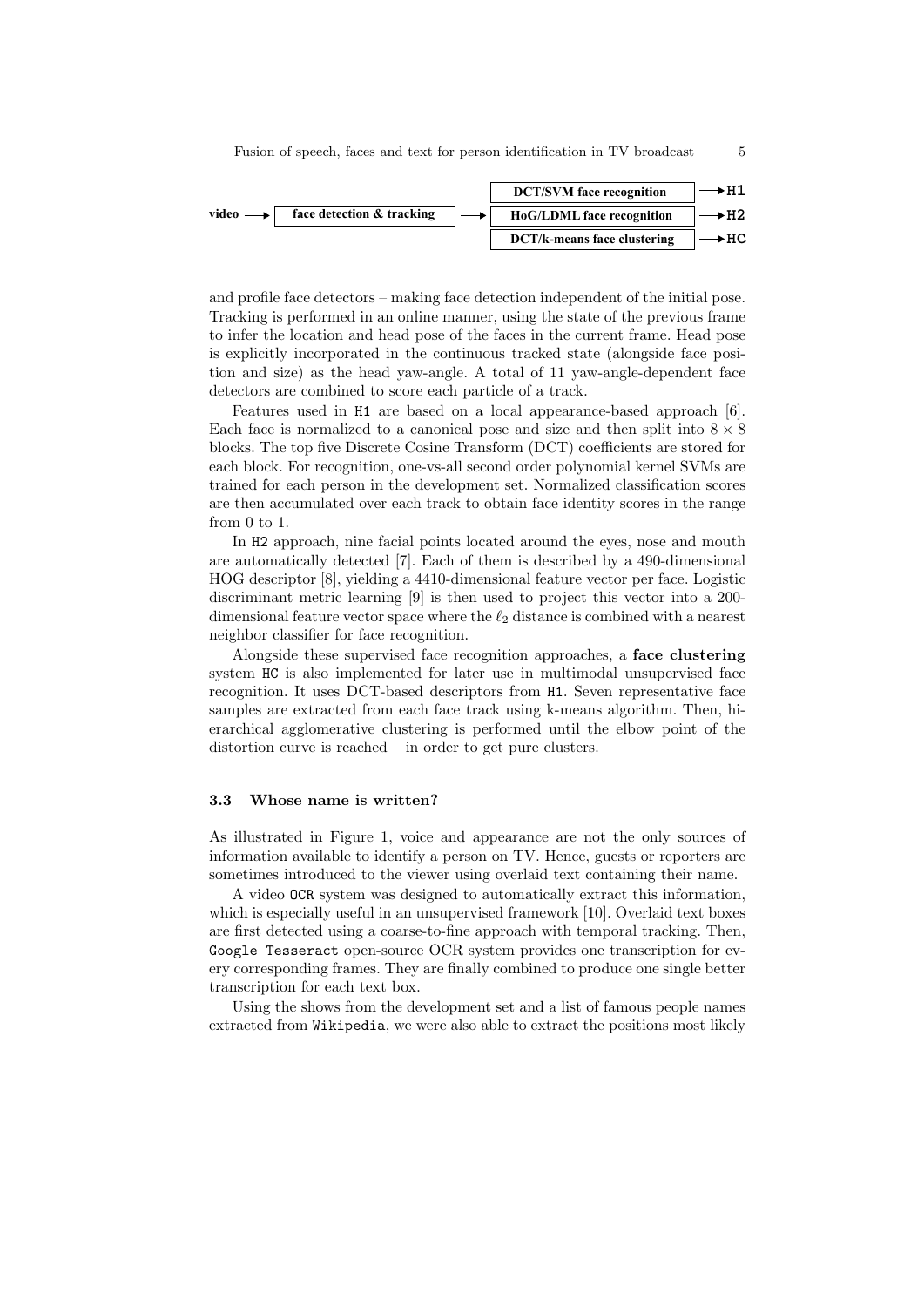video → face detection & tracking → DCT/SVM face recognition → H1; HoG/LDML face recognition → H2; DCT/k-means face clustering → HC

and profile face detectors – making face detection independent of the initial pose. Tracking is performed in an online manner, using the state of the previous frame to infer the location and head pose of the faces in the current frame. Head pose is explicitly incorporated in the continuous tracked state (alongside face position and size) as the head yaw-angle. A total of 11 yaw-angle-dependent face detectors are combined to score each particle of a track.

Features used in H1 are based on a local appearance-based approach [6]. Each face is normalized to a canonical pose and size and then split into $8 \times 8$ blocks. The top five Discrete Cosine Transform (DCT) coefficients are stored for each block. For recognition, one-vs-all second order polynomial kernel SVMs are trained for each person in the development set. Normalized classification scores are then accumulated over each track to obtain face identity scores in the range from 0 to 1.

In H2 approach, nine facial points located around the eyes, nose and mouth are automatically detected [7]. Each of them is described by a 490-dimensional HOG descriptor [8], yielding a 4410-dimensional feature vector per face. Logistic discriminant metric learning [9] is then used to project this vector into a 200-dimensional feature vector space where the $\ell_2$ distance is combined with a nearest neighbor classifier for face recognition.

Alongside these supervised face recognition approaches, a **face clustering** system HC is also implemented for later use in multimodal unsupervised face recognition. It uses DCT-based descriptors from H1. Seven representative face samples are extracted from each face track using k-means algorithm. Then, hierarchical agglomerative clustering is performed until the elbow point of the distortion curve is reached – in order to get pure clusters.

### 3.3 Whose name is written?

As illustrated in Figure 1, voice and appearance are not the only sources of information available to identify a person on TV. Hence, guests or reporters are sometimes introduced to the viewer using overlaid text containing their name.

A video OCR system was designed to automatically extract this information, which is especially useful in an unsupervised framework [10]. Overlaid text boxes are first detected using a coarse-to-fine approach with temporal tracking. Then, Google Tesseract open-source OCR system provides one transcription for every corresponding frames. They are finally combined to produce one single better transcription for each text box.

Using the shows from the development set and a list of famous people names extracted from Wikipedia, we were also able to extract the positions most likely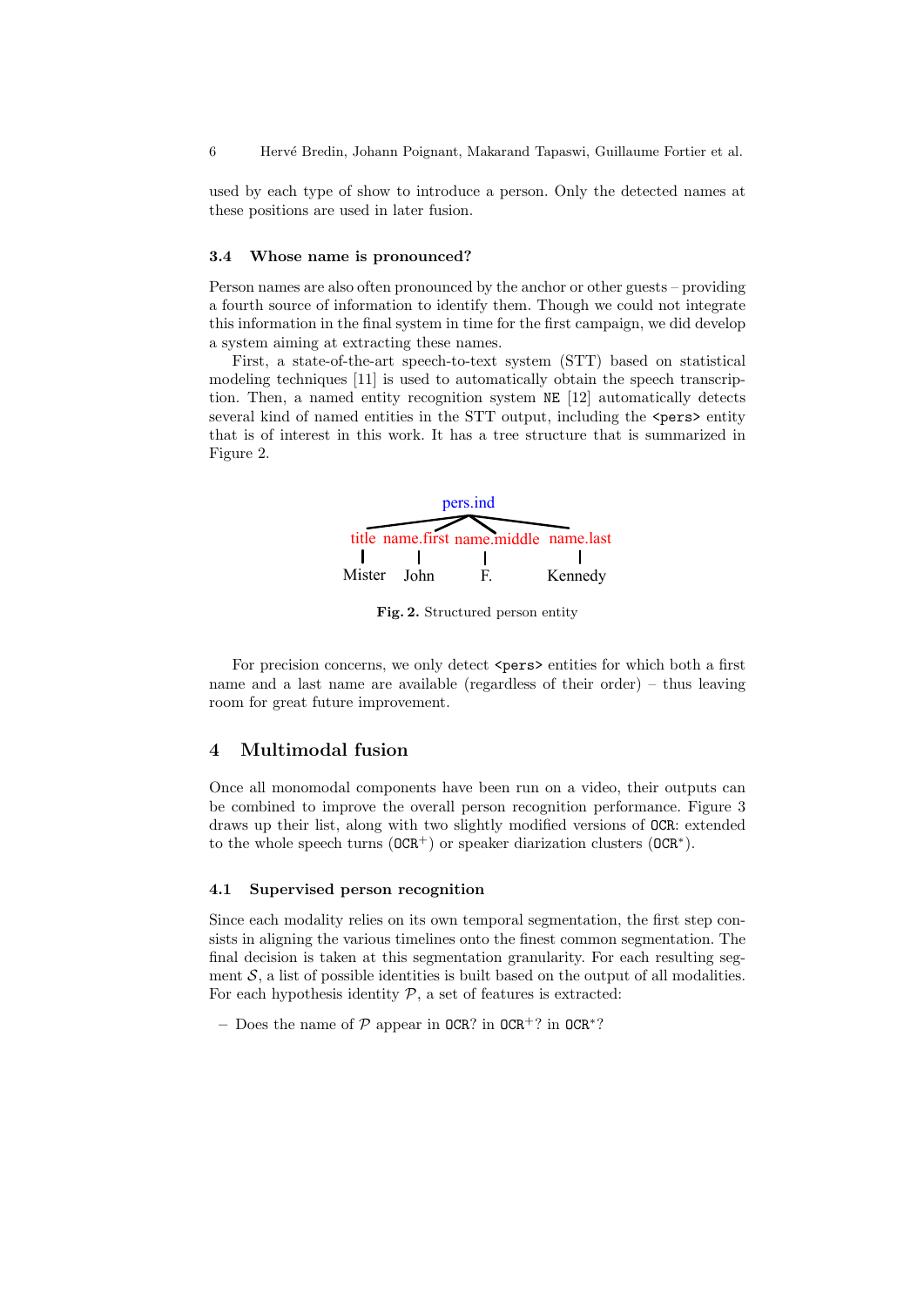used by each type of show to introduce a person. Only the detected names at these positions are used in later fusion.

### 3.4 Whose name is pronounced?

Person names are also often pronounced by the anchor or other guests – providing a fourth source of information to identify them. Though we could not integrate this information in the final system in time for the first campaign, we did develop a system aiming at extracting these names.

First, a state-of-the-art speech-to-text system (STT) based on statistical modeling techniques [11] is used to automatically obtain the speech transcription. Then, a named entity recognition system `NE` [12] automatically detects several kind of named entities in the STT output, including the `<pers>` entity that is of interest in this work. It has a tree structure that is summarized in Figure 2.

pers.ind

title | name.first | name.middle | name.last
Mister | John | F. | Kennedy

**Fig. 2.** Structured person entity

For precision concerns, we only detect `<pers>` entities for which both a first name and a last name are available (regardless of their order) – thus leaving room for great future improvement.

## 4 Multimodal fusion

Once all monomodal components have been run on a video, their outputs can be combined to improve the overall person recognition performance. Figure 3 draws up their list, along with two slightly modified versions of `OCR`: extended to the whole speech turns ($\texttt{OCR}^{+}$) or speaker diarization clusters ($\texttt{OCR}^{*}$).

### 4.1 Supervised person recognition

Since each modality relies on its own temporal segmentation, the first step consists in aligning the various timelines onto the finest common segmentation. The final decision is taken at this segmentation granularity. For each resulting segment $\mathcal{S}$, a list of possible identities is built based on the output of all modalities. For each hypothesis identity $\mathcal{P}$, a set of features is extracted:

– Does the name of $\mathcal{P}$ appear in `OCR`? in $\texttt{OCR}^{+}$? in $\texttt{OCR}^{*}$?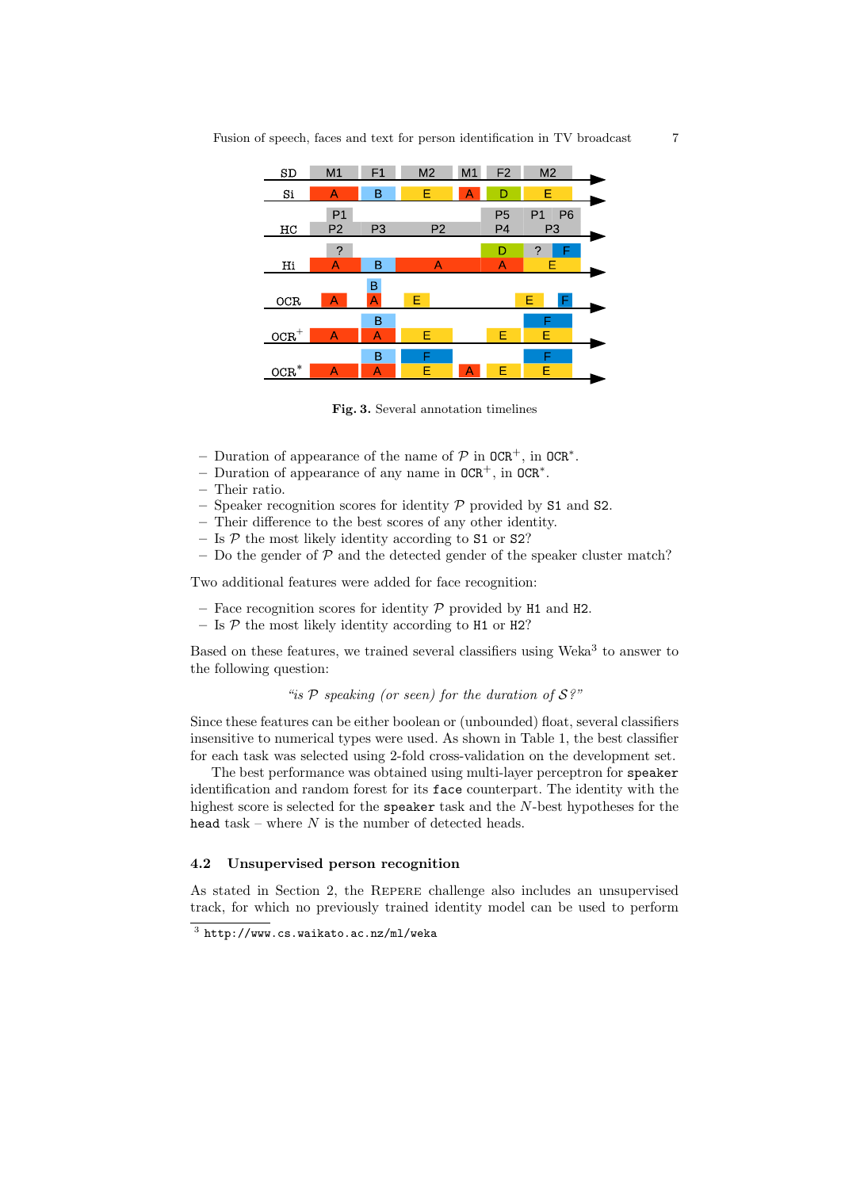Fig. 3. Several annotation timelines

- Duration of appearance of the name of $\mathcal{P}$ in OCR$^+$, in OCR$^*$.
- Duration of appearance of any name in OCR$^+$, in OCR$^*$.
- Their ratio.
- Speaker recognition scores for identity $\mathcal{P}$ provided by S1 and S2.
- Their difference to the best scores of any other identity.
- Is $\mathcal{P}$ the most likely identity according to S1 or S2?
- Do the gender of $\mathcal{P}$ and the detected gender of the speaker cluster match?

Two additional features were added for face recognition:

- Face recognition scores for identity $\mathcal{P}$ provided by H1 and H2.
- Is $\mathcal{P}$ the most likely identity according to H1 or H2?

Based on these features, we trained several classifiers using Weka[3] to answer to the following question:

*"is $\mathcal{P}$ speaking (or seen) for the duration of $\mathcal{S}$?"*

Since these features can be either boolean or (unbounded) float, several classifiers insensitive to numerical types were used. As shown in Table 1, the best classifier for each task was selected using 2-fold cross-validation on the development set.

The best performance was obtained using multi-layer perceptron for `speaker` identification and random forest for its `face` counterpart. The identity with the highest score is selected for the `speaker` task and the $N$-best hypotheses for the `head` task – where $N$ is the number of detected heads.

### 4.2 Unsupervised person recognition

As stated in Section 2, the REPERE challenge also includes an unsupervised track, for which no previously trained identity model can be used to perform

[3] http://www.cs.waikato.ac.nz/ml/weka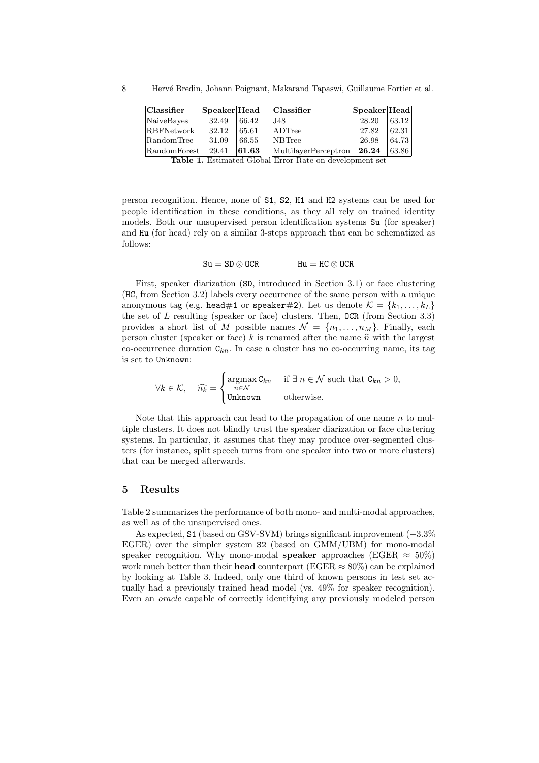| Classifier | Speaker | Head | Classifier | Speaker | Head |
|---|---|---|---|---|---|
| NaiveBayes | 32.49 | 66.42 | J48 | 28.20 | 63.12 |
| RBFNetwork | 32.12 | 65.61 | ADTree | 27.82 | 62.31 |
| RandomTree | 31.09 | 66.55 | NBTree | 26.98 | 64.73 |
| RandomForest | 29.41 | **61.63** | MultilayerPerceptron | **26.24** | 63.86 |

**Table 1.** Estimated Global Error Rate on development set

person recognition. Hence, none of `S1`, `S2`, `H1` and `H2` systems can be used for people identification in these conditions, as they all rely on trained identity models. Both our unsupervised person identification systems `Su` (for speaker) and `Hu` (for head) rely on a similar 3-steps approach that can be schematized as follows:

$$\texttt{Su} = \texttt{SD} \otimes \texttt{OCR} \qquad\qquad \texttt{Hu} = \texttt{HC} \otimes \texttt{OCR}$$

First, speaker diarization (`SD`, introduced in Section 3.1) or face clustering (`HC`, from Section 3.2) labels every occurrence of the same person with a unique anonymous tag (e.g. `head#1` or `speaker#2`). Let us denote $\mathcal{K} = \{k_1, \ldots, k_L\}$ the set of $L$ resulting (speaker or face) clusters. Then, `OCR` (from Section 3.3) provides a short list of $M$ possible names $\mathcal{N} = \{n_1, \ldots, n_M\}$. Finally, each person cluster (speaker or face) $k$ is renamed after the name $\widehat{n}$ with the largest co-occurrence duration $\mathtt{C}_{kn}$. In case a cluster has no co-occurring name, its tag is set to `Unknown`:

$$\forall k \in \mathcal{K}, \quad \widehat{n_k} = \begin{cases} \operatorname*{argmax}_{n \in \mathcal{N}} \mathtt{C}_{kn} & \text{if } \exists\, n \in \mathcal{N} \text{ such that } \mathtt{C}_{kn} > 0, \\ \texttt{Unknown} & \text{otherwise.} \end{cases}$$

Note that this approach can lead to the propagation of one name $n$ to multiple clusters. It does not blindly trust the speaker diarization or face clustering systems. In particular, it assumes that they may produce over-segmented clusters (for instance, split speech turns from one speaker into two or more clusters) that can be merged afterwards.

## 5 Results

Table 2 summarizes the performance of both mono- and multi-modal approaches, as well as of the unsupervised ones.

As expected, `S1` (based on GSV-SVM) brings significant improvement ($-3.3\%$ EGER) over the simpler system `S2` (based on GMM/UBM) for mono-modal speaker recognition. Why mono-modal **speaker** approaches (EGER $\approx 50\%$) work much better than their **head** counterpart (EGER $\approx 80\%$) can be explained by looking at Table 3. Indeed, only one third of known persons in test set actually had a previously trained head model (vs. 49% for speaker recognition). Even an *oracle* capable of correctly identifying any previously modeled person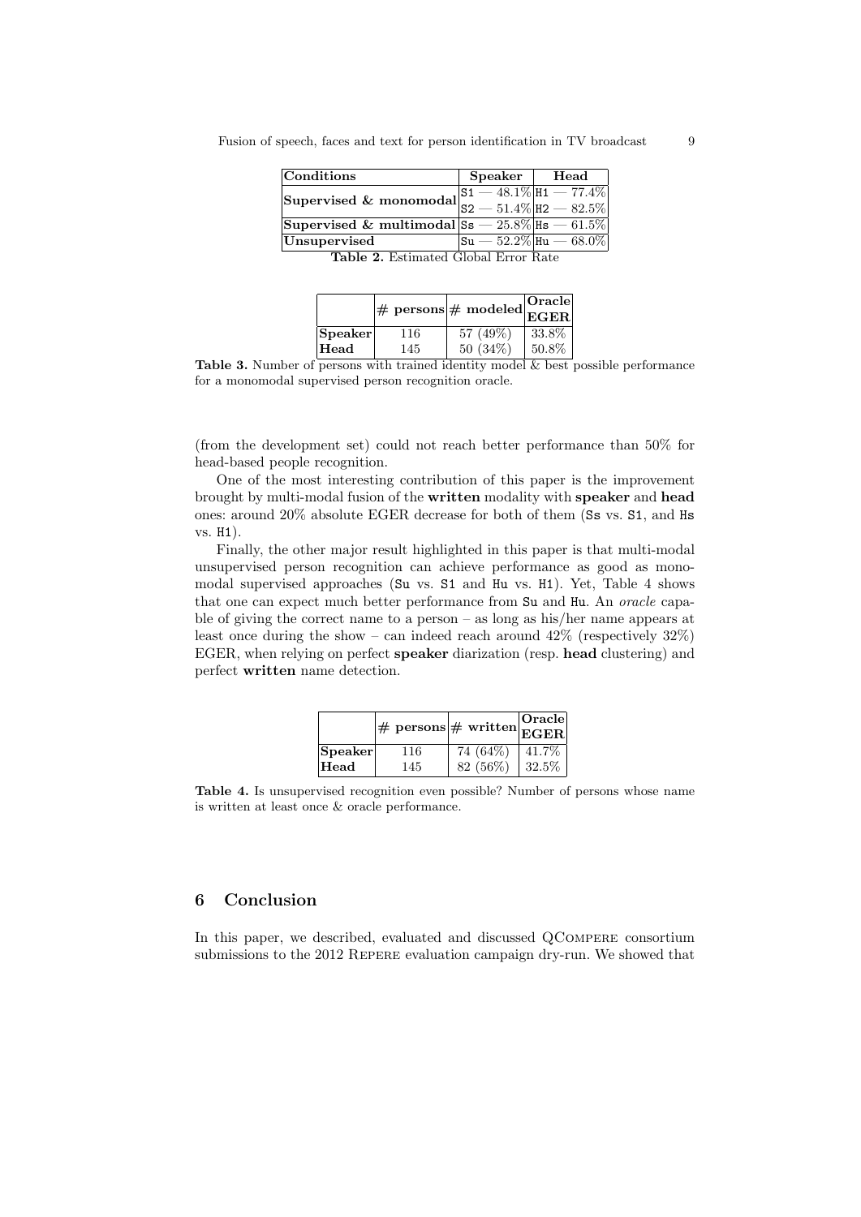| Conditions | Speaker | Head |
|---|---|---|
| **Supervised & monomodal** | `S1` — 48.1% | `H1` — 77.4% |
| | `S2` — 51.4% | `H2` — 82.5% |
| **Supervised & multimodal** | `Ss` — 25.8% | `Hs` — 61.5% |
| **Unsupervised** | `Su` — 52.2% | `Hu` — 68.0% |

**Table 2.** Estimated Global Error Rate

| | # persons | # modeled | Oracle EGER |
|---|---|---|---|
| **Speaker** | 116 | 57 (49%) | 33.8% |
| **Head** | 145 | 50 (34%) | 50.8% |

**Table 3.** Number of persons with trained identity model & best possible performance for a monomodal supervised person recognition oracle.

(from the development set) could not reach better performance than 50% for head-based people recognition.

One of the most interesting contribution of this paper is the improvement brought by multi-modal fusion of the **written** modality with **speaker** and **head** ones: around 20% absolute EGER decrease for both of them (`Ss` vs. `S1`, and `Hs` vs. `H1`).

Finally, the other major result highlighted in this paper is that multi-modal unsupervised person recognition can achieve performance as good as monomodal supervised approaches (`Su` vs. `S1` and `Hu` vs. `H1`). Yet, Table 4 shows that one can expect much better performance from `Su` and `Hu`. An *oracle* capable of giving the correct name to a person – as long as his/her name appears at least once during the show – can indeed reach around 42% (respectively 32%) EGER, when relying on perfect **speaker** diarization (resp. **head** clustering) and perfect **written** name detection.

| | # persons | # written | Oracle EGER |
|---|---|---|---|
| **Speaker** | 116 | 74 (64%) | 41.7% |
| **Head** | 145 | 82 (56%) | 32.5% |

**Table 4.** Is unsupervised recognition even possible? Number of persons whose name is written at least once & oracle performance.

## 6 Conclusion

In this paper, we described, evaluated and discussed QCompere consortium submissions to the 2012 Repere evaluation campaign dry-run. We showed that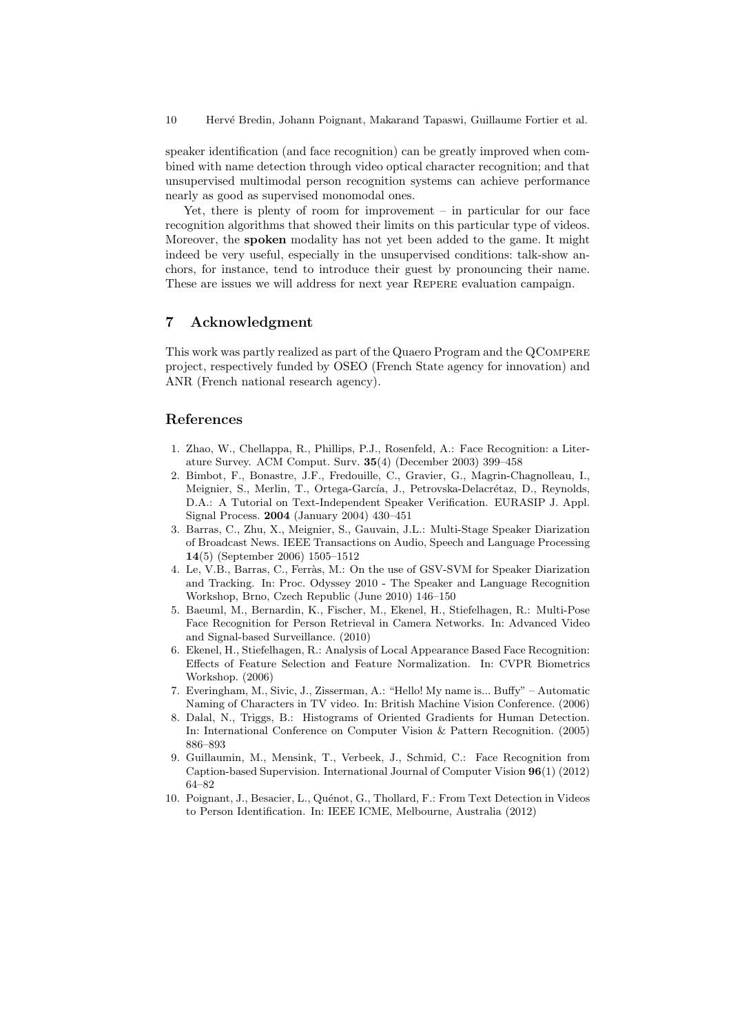speaker identification (and face recognition) can be greatly improved when combined with name detection through video optical character recognition; and that unsupervised multimodal person recognition systems can achieve performance nearly as good as supervised monomodal ones.

Yet, there is plenty of room for improvement – in particular for our face recognition algorithms that showed their limits on this particular type of videos. Moreover, the **spoken** modality has not yet been added to the game. It might indeed be very useful, especially in the unsupervised conditions: talk-show anchors, for instance, tend to introduce their guest by pronouncing their name. These are issues we will address for next year REPERE evaluation campaign.

## 7 Acknowledgment

This work was partly realized as part of the Quaero Program and the QCOMPERE project, respectively funded by OSEO (French State agency for innovation) and ANR (French national research agency).

## References

1. Zhao, W., Chellappa, R., Phillips, P.J., Rosenfeld, A.: Face Recognition: a Literature Survey. ACM Comput. Surv. **35**(4) (December 2003) 399–458
2. Bimbot, F., Bonastre, J.F., Fredouille, C., Gravier, G., Magrin-Chagnolleau, I., Meignier, S., Merlin, T., Ortega-García, J., Petrovska-Delacrétaz, D., Reynolds, D.A.: A Tutorial on Text-Independent Speaker Verification. EURASIP J. Appl. Signal Process. **2004** (January 2004) 430–451
3. Barras, C., Zhu, X., Meignier, S., Gauvain, J.L.: Multi-Stage Speaker Diarization of Broadcast News. IEEE Transactions on Audio, Speech and Language Processing **14**(5) (September 2006) 1505–1512
4. Le, V.B., Barras, C., Ferràs, M.: On the use of GSV-SVM for Speaker Diarization and Tracking. In: Proc. Odyssey 2010 - The Speaker and Language Recognition Workshop, Brno, Czech Republic (June 2010) 146–150
5. Baeuml, M., Bernardin, K., Fischer, M., Ekenel, H., Stiefelhagen, R.: Multi-Pose Face Recognition for Person Retrieval in Camera Networks. In: Advanced Video and Signal-based Surveillance. (2010)
6. Ekenel, H., Stiefelhagen, R.: Analysis of Local Appearance Based Face Recognition: Effects of Feature Selection and Feature Normalization. In: CVPR Biometrics Workshop. (2006)
7. Everingham, M., Sivic, J., Zisserman, A.: "Hello! My name is... Buffy" – Automatic Naming of Characters in TV video. In: British Machine Vision Conference. (2006)
8. Dalal, N., Triggs, B.: Histograms of Oriented Gradients for Human Detection. In: International Conference on Computer Vision & Pattern Recognition. (2005) 886–893
9. Guillaumin, M., Mensink, T., Verbeek, J., Schmid, C.: Face Recognition from Caption-based Supervision. International Journal of Computer Vision **96**(1) (2012) 64–82
10. Poignant, J., Besacier, L., Quénot, G., Thollard, F.: From Text Detection in Videos to Person Identification. In: IEEE ICME, Melbourne, Australia (2012)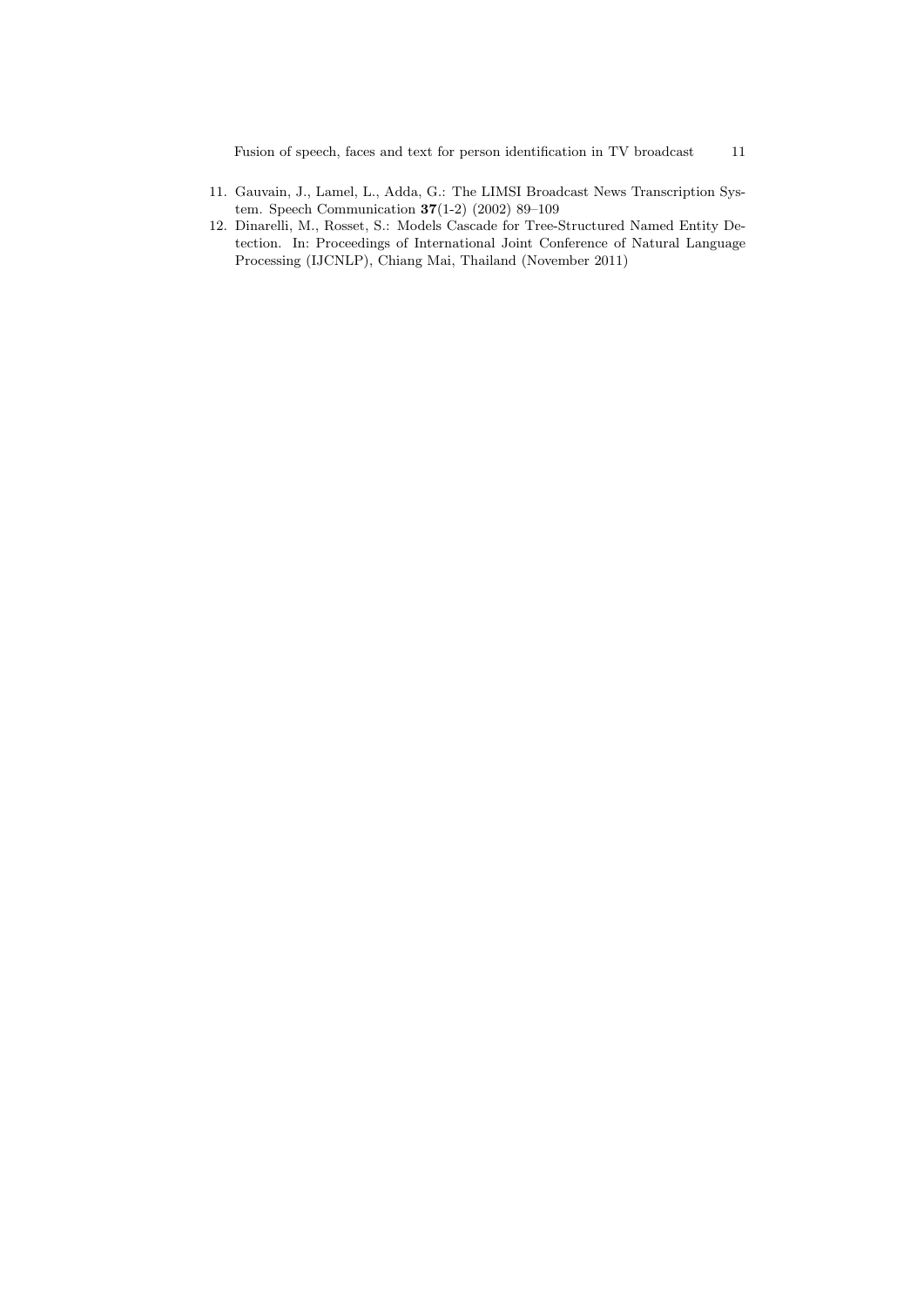11. Gauvain, J., Lamel, L., Adda, G.: The LIMSI Broadcast News Transcription System. Speech Communication **37**(1-2) (2002) 89–109
12. Dinarelli, M., Rosset, S.: Models Cascade for Tree-Structured Named Entity Detection. In: Proceedings of International Joint Conference of Natural Language Processing (IJCNLP), Chiang Mai, Thailand (November 2011)